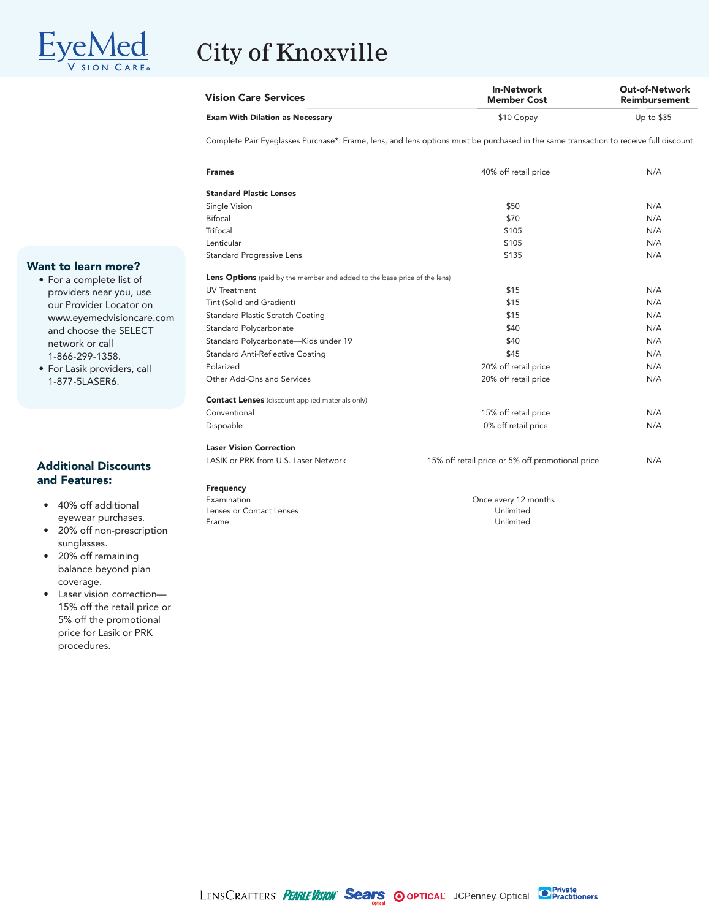EyeMed VISION CARE

# City of Knoxville

| Vision Care Services | In-Network Member Cost | Out-of-Network Reimbursement |
|---|---|---|
| **Exam With Dilation as Necessary** | $10 Copay | Up to $35 |

Complete Pair Eyeglasses Purchase*: Frame, lens, and lens options must be purchased in the same transaction to receive full discount.

| | In-Network Member Cost | Out-of-Network Reimbursement |
|---|---|---|
| **Frames** | 40% off retail price | N/A |
| **Standard Plastic Lenses** | | |
| Single Vision | $50 | N/A |
| Bifocal | $70 | N/A |
| Trifocal | $105 | N/A |
| Lenticular | $105 | N/A |
| Standard Progressive Lens | $135 | N/A |
| **Lens Options** (paid by the member and added to the base price of the lens) | | |
| UV Treatment | $15 | N/A |
| Tint (Solid and Gradient) | $15 | N/A |
| Standard Plastic Scratch Coating | $15 | N/A |
| Standard Polycarbonate | $40 | N/A |
| Standard Polycarbonate—Kids under 19 | $40 | N/A |
| Standard Anti-Reflective Coating | $45 | N/A |
| Polarized | 20% off retail price | N/A |
| Other Add-Ons and Services | 20% off retail price | N/A |
| **Contact Lenses** (discount applied materials only) | | |
| Conventional | 15% off retail price | N/A |
| Dispoable | 0% off retail price | N/A |
| **Laser Vision Correction** | | |
| LASIK or PRK from U.S. Laser Network | 15% off retail price or 5% off promotional price | N/A |
| **Frequency** | | |
| Examination | Once every 12 months | |
| Lenses or Contact Lenses | Unlimited | |
| Frame | Unlimited | |

## Want to learn more?

- For a complete list of providers near you, use our Provider Locator on www.eyemedvisioncare.com and choose the SELECT network or call 1-866-299-1358.
- For Lasik providers, call 1-877-5LASER6.

## Additional Discounts and Features:

- 40% off additional eyewear purchases.
- 20% off non-prescription sunglasses.
- 20% off remaining balance beyond plan coverage.
- Laser vision correction—15% off the retail price or 5% off the promotional price for Lasik or PRK procedures.

LensCrafters | Pearle Vision | Sears Optical | Target Optical | JCPenney Optical | Private Practitioners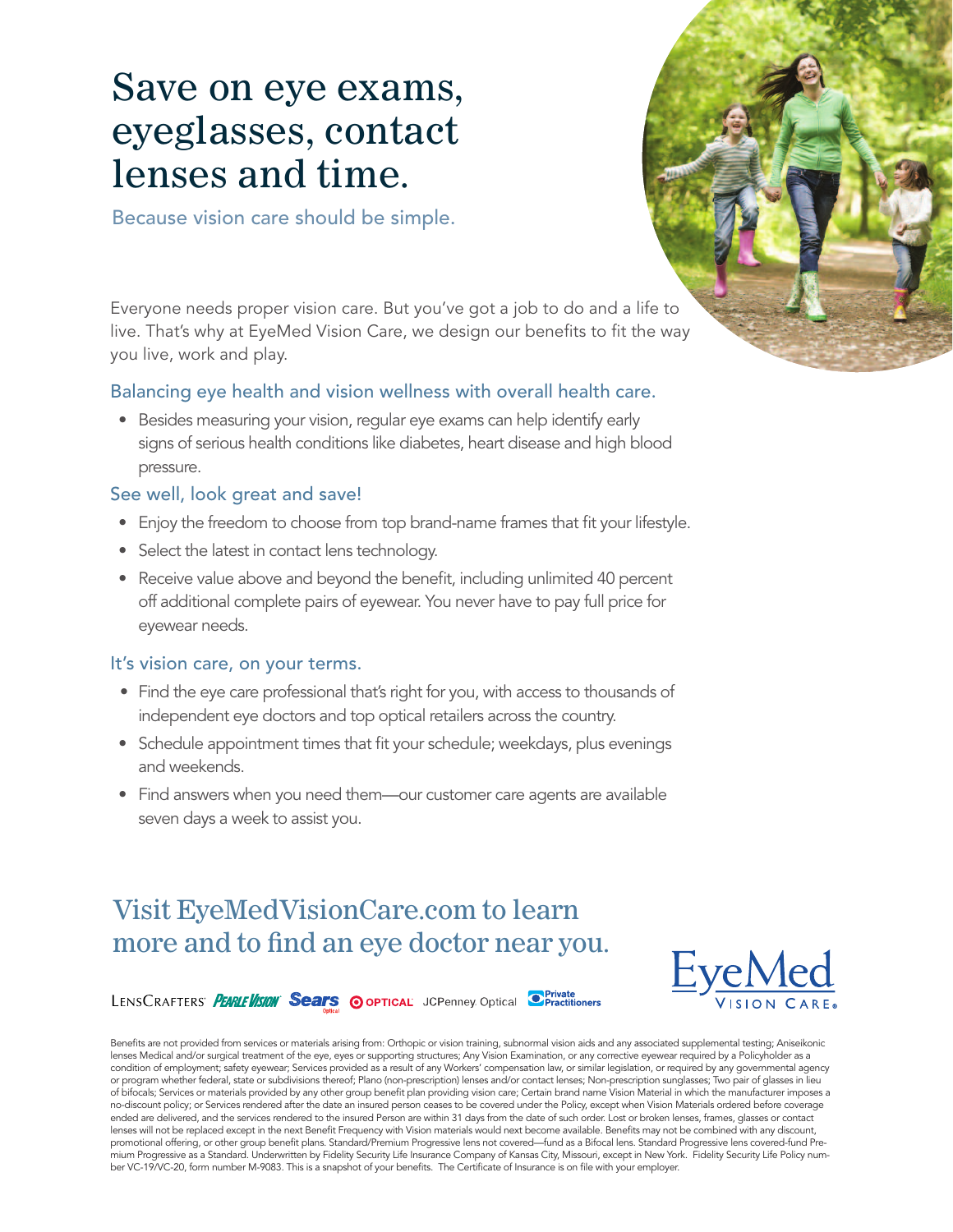# Save on eye exams, eyeglasses, contact lenses and time.

Because vision care should be simple.

Everyone needs proper vision care. But you've got a job to do and a life to live. That's why at EyeMed Vision Care, we design our benefits to fit the way you live, work and play.

## Balancing eye health and vision wellness with overall health care.

- Besides measuring your vision, regular eye exams can help identify early signs of serious health conditions like diabetes, heart disease and high blood pressure.

## See well, look great and save!

- Enjoy the freedom to choose from top brand-name frames that fit your lifestyle.
- Select the latest in contact lens technology.
- Receive value above and beyond the benefit, including unlimited 40 percent off additional complete pairs of eyewear. You never have to pay full price for eyewear needs.

## It's vision care, on your terms.

- Find the eye care professional that's right for you, with access to thousands of independent eye doctors and top optical retailers across the country.
- Schedule appointment times that fit your schedule; weekdays, plus evenings and weekends.
- Find answers when you need them—our customer care agents are available seven days a week to assist you.

## Visit EyeMedVisionCare.com to learn more and to find an eye doctor near you.

LensCrafters · Pearle Vision · Sears Optical · Target Optical · JCPenney Optical · Private Practitioners

EyeMed Vision Care

Benefits are not provided from services or materials arising from: Orthopic or vision training, subnormal vision aids and any associated supplemental testing; Aniseikonic lenses Medical and/or surgical treatment of the eye, eyes or supporting structures; Any Vision Examination, or any corrective eyewear required by a Policyholder as a condition of employment; safety eyewear; Services provided as a result of any Workers' compensation law, or similar legislation, or required by any governmental agency or program whether federal, state or subdivisions thereof; Plano (non-prescription) lenses and/or contact lenses; Non-prescription sunglasses; Two pair of glasses in lieu of bifocals; Services or materials provided by any other group benefit plan providing vision care; Certain brand name Vision Material in which the manufacturer imposes a no-discount policy; or Services rendered after the date an insured person ceases to be covered under the Policy, except when Vision Materials ordered before coverage ended are delivered, and the services rendered to the insured Person are within 31 days from the date of such order. Lost or broken lenses, frames, glasses or contact lenses will not be replaced except in the next Benefit Frequency with Vision materials would next become available. Benefits may not be combined with any discount, promotional offering, or other group benefit plans. Standard/Premium Progressive lens not covered—fund as a Bifocal lens. Standard Progressive lens covered-fund Premium Progressive as a Standard. Underwritten by Fidelity Security Life Insurance Company of Kansas City, Missouri, except in New York. Fidelity Security Life Policy number VC-19/VC-20, form number M-9083. This is a snapshot of your benefits. The Certificate of Insurance is on file with your employer.